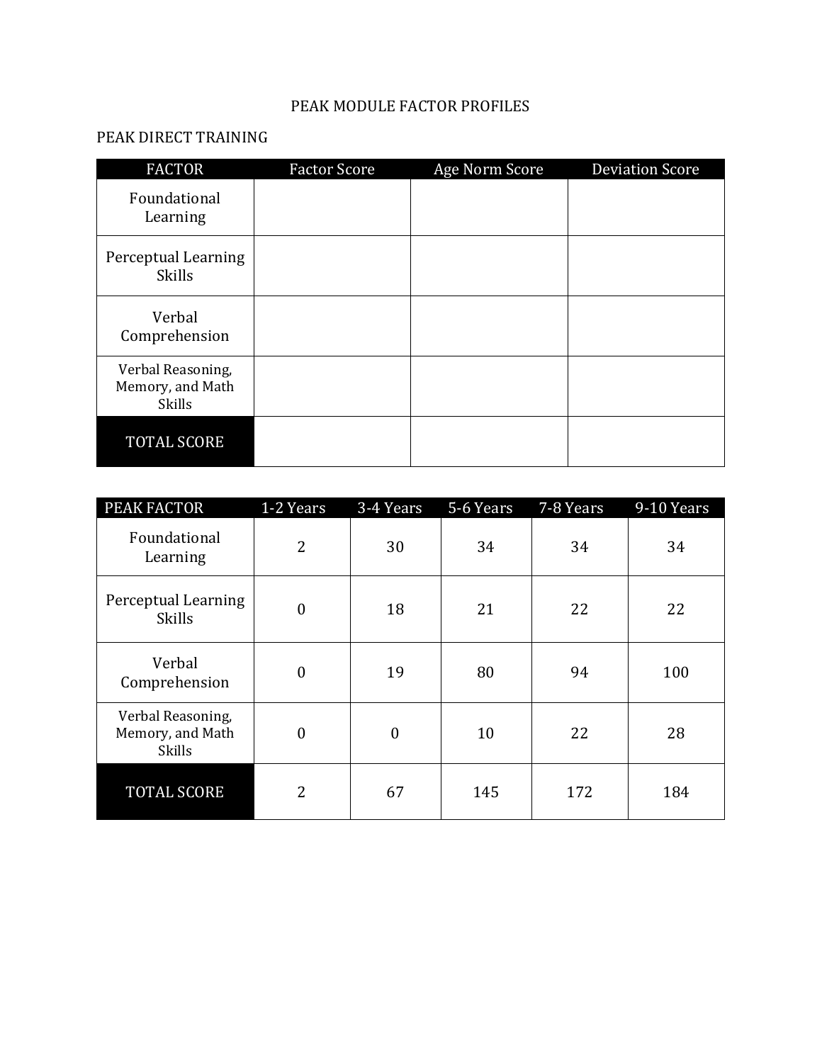# PEAK MODULE FACTOR PROFILES

## PEAK DIRECT TRAINING

| FACTOR | Factor Score | Age Norm Score | Deviation Score |
|---|---|---|---|
| Foundational Learning | | | |
| Perceptual Learning Skills | | | |
| Verbal Comprehension | | | |
| Verbal Reasoning, Memory, and Math Skills | | | |
| TOTAL SCORE | | | |

| PEAK FACTOR | 1-2 Years | 3-4 Years | 5-6 Years | 7-8 Years | 9-10 Years |
|---|---|---|---|---|---|
| Foundational Learning | 2 | 30 | 34 | 34 | 34 |
| Perceptual Learning Skills | 0 | 18 | 21 | 22 | 22 |
| Verbal Comprehension | 0 | 19 | 80 | 94 | 100 |
| Verbal Reasoning, Memory, and Math Skills | 0 | 0 | 10 | 22 | 28 |
| TOTAL SCORE | 2 | 67 | 145 | 172 | 184 |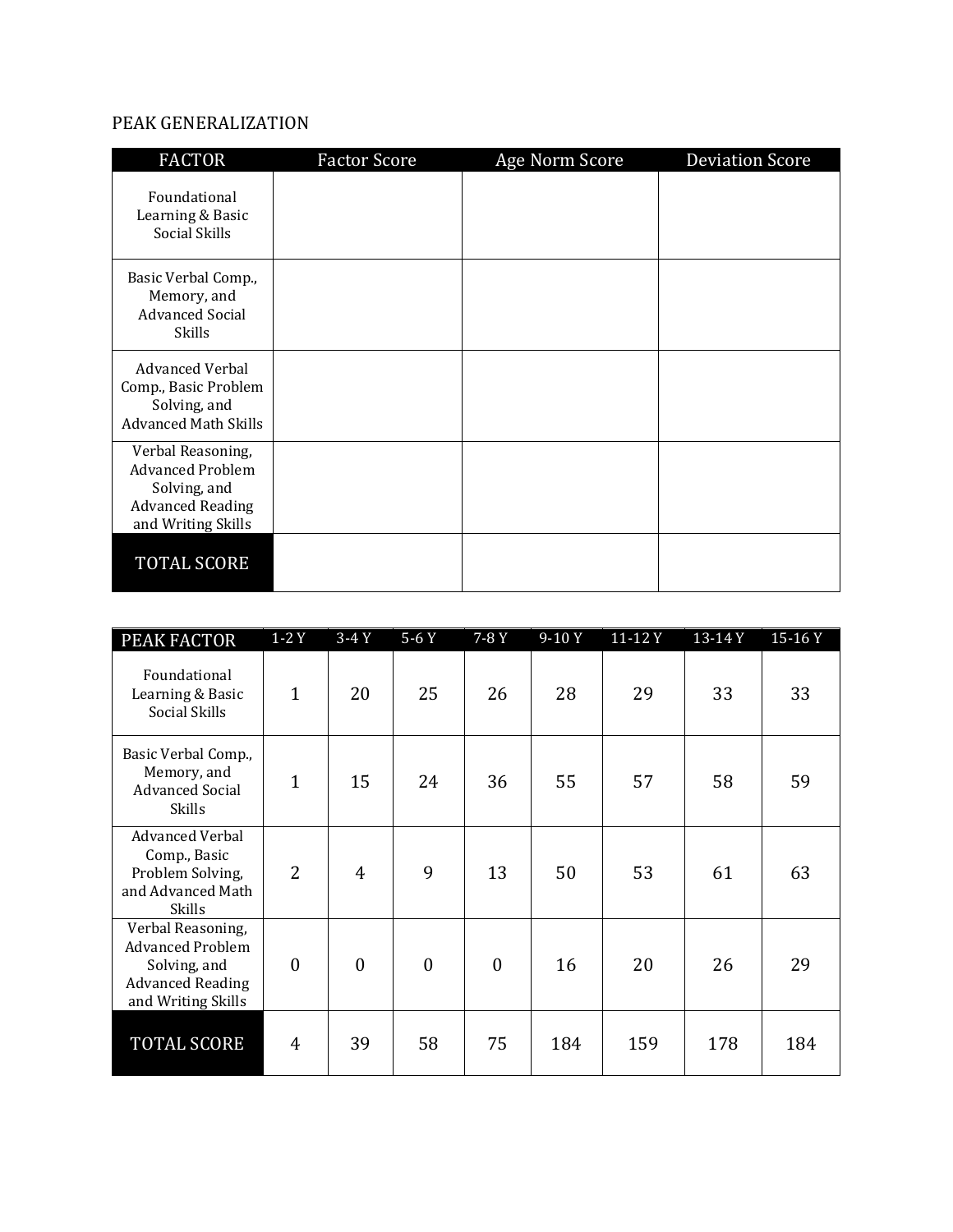PEAK GENERALIZATION

| FACTOR | Factor Score | Age Norm Score | Deviation Score |
|---|---|---|---|
| Foundational Learning & Basic Social Skills | | | |
| Basic Verbal Comp., Memory, and Advanced Social Skills | | | |
| Advanced Verbal Comp., Basic Problem Solving, and Advanced Math Skills | | | |
| Verbal Reasoning, Advanced Problem Solving, and Advanced Reading and Writing Skills | | | |
| TOTAL SCORE | | | |

| PEAK FACTOR | 1-2 Y | 3-4 Y | 5-6 Y | 7-8 Y | 9-10 Y | 11-12 Y | 13-14 Y | 15-16 Y |
|---|---|---|---|---|---|---|---|---|
| Foundational Learning & Basic Social Skills | 1 | 20 | 25 | 26 | 28 | 29 | 33 | 33 |
| Basic Verbal Comp., Memory, and Advanced Social Skills | 1 | 15 | 24 | 36 | 55 | 57 | 58 | 59 |
| Advanced Verbal Comp., Basic Problem Solving, and Advanced Math Skills | 2 | 4 | 9 | 13 | 50 | 53 | 61 | 63 |
| Verbal Reasoning, Advanced Problem Solving, and Advanced Reading and Writing Skills | 0 | 0 | 0 | 0 | 16 | 20 | 26 | 29 |
| TOTAL SCORE | 4 | 39 | 58 | 75 | 184 | 159 | 178 | 184 |